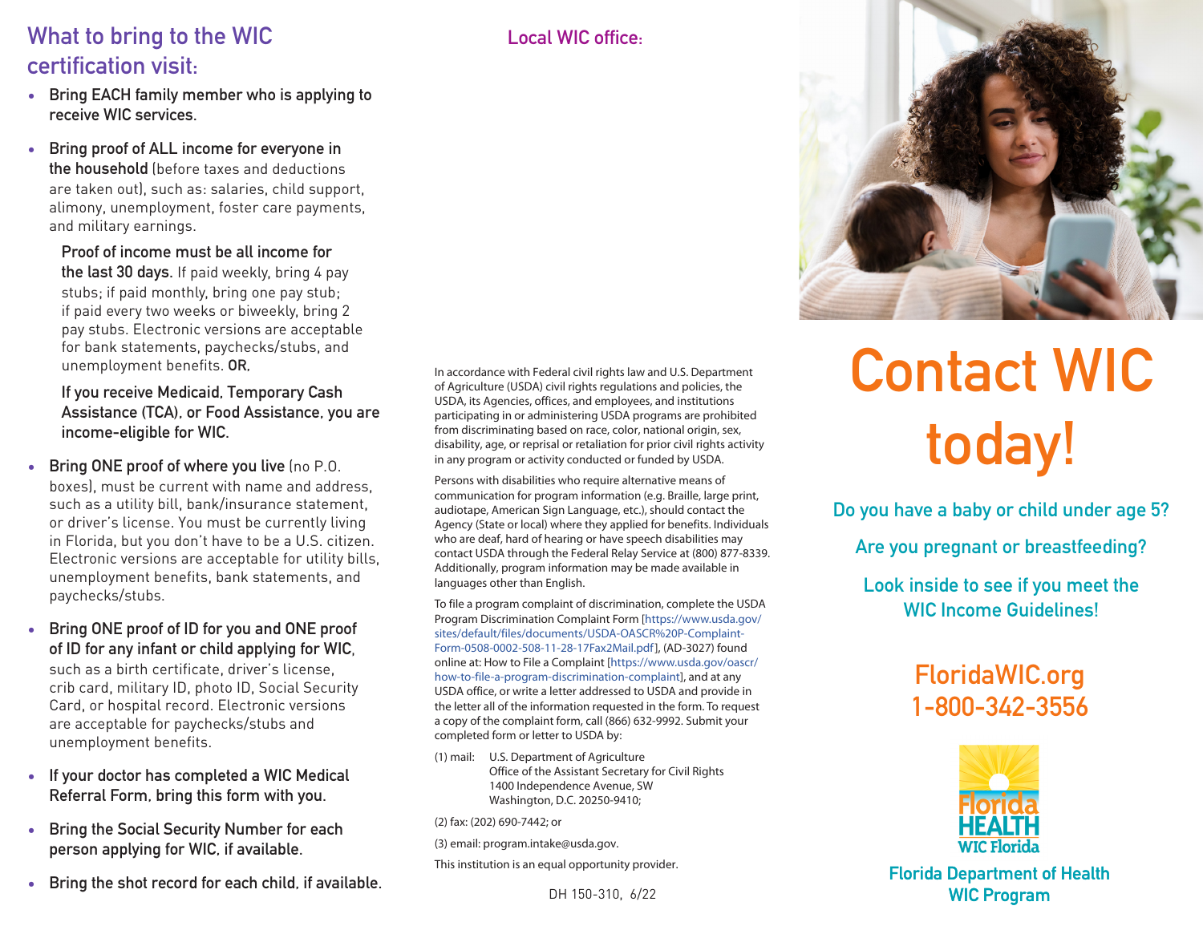## What to bring to the WIC certification visit:

- **Bring EACH family member who is applying to receive WIC services.**
- **Bring proof of ALL income for everyone in the household** (before taxes and deductions are taken out), such as: salaries, child support, alimony, unemployment, foster care payments, and military earnings.

  **Proof of income must be all income for the last 30 days.** If paid weekly, bring 4 pay stubs; if paid monthly, bring one pay stub; if paid every two weeks or biweekly, bring 2 pay stubs. Electronic versions are acceptable for bank statements, paychecks/stubs, and unemployment benefits. **OR,**

  **If you receive Medicaid, Temporary Cash Assistance (TCA), or Food Assistance, you are income-eligible for WIC.**

- **Bring ONE proof of where you live** (no P.O. boxes), must be current with name and address, such as a utility bill, bank/insurance statement, or driver's license. You must be currently living in Florida, but you don't have to be a U.S. citizen. Electronic versions are acceptable for utility bills, unemployment benefits, bank statements, and paychecks/stubs.
- **Bring ONE proof of ID for you and ONE proof of ID for any infant or child applying for WIC,** such as a birth certificate, driver's license, crib card, military ID, photo ID, Social Security Card, or hospital record. Electronic versions are acceptable for paychecks/stubs and unemployment benefits.
- **If your doctor has completed a WIC Medical Referral Form, bring this form with you.**
- **Bring the Social Security Number for each person applying for WIC, if available.**
- **Bring the shot record for each child, if available.**

## Local WIC office:

In accordance with Federal civil rights law and U.S. Department of Agriculture (USDA) civil rights regulations and policies, the USDA, its Agencies, offices, and employees, and institutions participating in or administering USDA programs are prohibited from discriminating based on race, color, national origin, sex, disability, age, or reprisal or retaliation for prior civil rights activity in any program or activity conducted or funded by USDA.

Persons with disabilities who require alternative means of communication for program information (e.g. Braille, large print, audiotape, American Sign Language, etc.), should contact the Agency (State or local) where they applied for benefits. Individuals who are deaf, hard of hearing or have speech disabilities may contact USDA through the Federal Relay Service at (800) 877-8339. Additionally, program information may be made available in languages other than English.

To file a program complaint of discrimination, complete the USDA Program Discrimination Complaint Form [https://www.usda.gov/sites/default/files/documents/USDA-OASCR%20P-Complaint-Form-0508-0002-508-11-28-17Fax2Mail.pdf], (AD-3027) found online at: How to File a Complaint [https://www.usda.gov/oascr/how-to-file-a-program-discrimination-complaint], and at any USDA office, or write a letter addressed to USDA and provide in the letter all of the information requested in the form. To request a copy of the complaint form, call (866) 632-9992. Submit your completed form or letter to USDA by:

(1) mail: U.S. Department of Agriculture
Office of the Assistant Secretary for Civil Rights
1400 Independence Avenue, SW
Washington, D.C. 20250-9410;

(2) fax: (202) 690-7442; or

(3) email: program.intake@usda.gov.

This institution is an equal opportunity provider.

DH 150-310, 6/22

# Contact WIC today!

**Do you have a baby or child under age 5?**

**Are you pregnant or breastfeeding?**

**Look inside to see if you meet the WIC Income Guidelines!**

**FloridaWIC.org**
**1-800-342-3556**

Florida HEALTH
WIC Florida

**Florida Department of Health**
**WIC Program**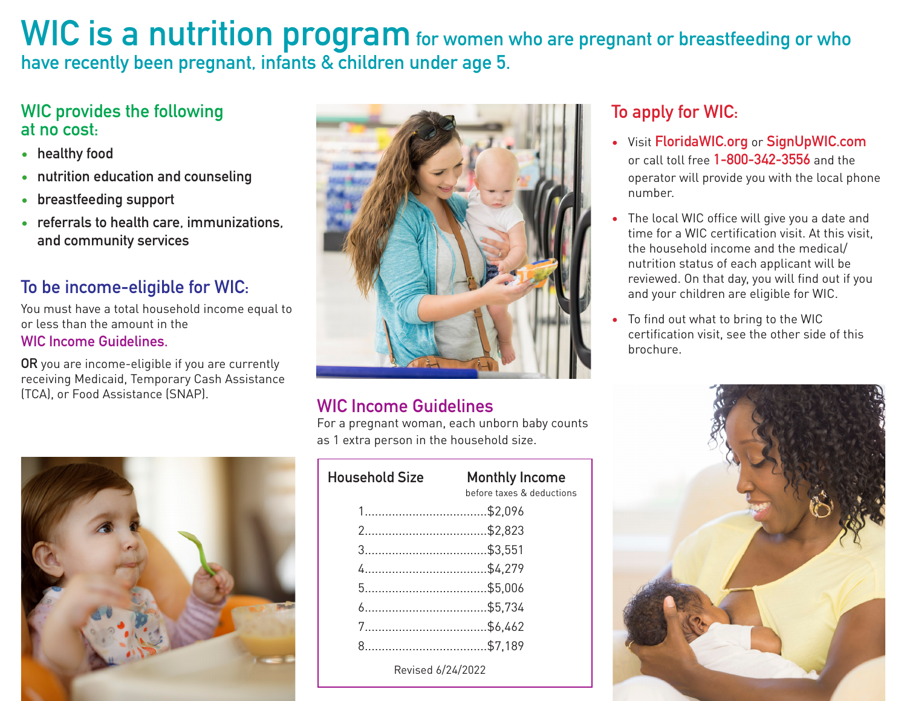# WIC is a nutrition program for women who are pregnant or breastfeeding or who have recently been pregnant, infants & children under age 5.

## WIC provides the following at no cost:

- healthy food
- nutrition education and counseling
- breastfeeding support
- referrals to health care, immunizations, and community services

## To be income-eligible for WIC:

You must have a total household income equal to or less than the amount in the **WIC Income Guidelines**.

**OR** you are income-eligible if you are currently receiving Medicaid, Temporary Cash Assistance (TCA), or Food Assistance (SNAP).

## WIC Income Guidelines

For a pregnant woman, each unborn baby counts as 1 extra person in the household size.

| Household Size | Monthly Income (before taxes & deductions) |
|---|---|
| 1 | $2,096 |
| 2 | $2,823 |
| 3 | $3,551 |
| 4 | $4,279 |
| 5 | $5,006 |
| 6 | $5,734 |
| 7 | $6,462 |
| 8 | $7,189 |

Revised 6/24/2022

## To apply for WIC:

- Visit **FloridaWIC.org** or **SignUpWIC.com** or call toll free **1-800-342-3556** and the operator will provide you with the local phone number.
- The local WIC office will give you a date and time for a WIC certification visit. At this visit, the household income and the medical/nutrition status of each applicant will be reviewed. On that day, you will find out if you and your children are eligible for WIC.
- To find out what to bring to the WIC certification visit, see the other side of this brochure.